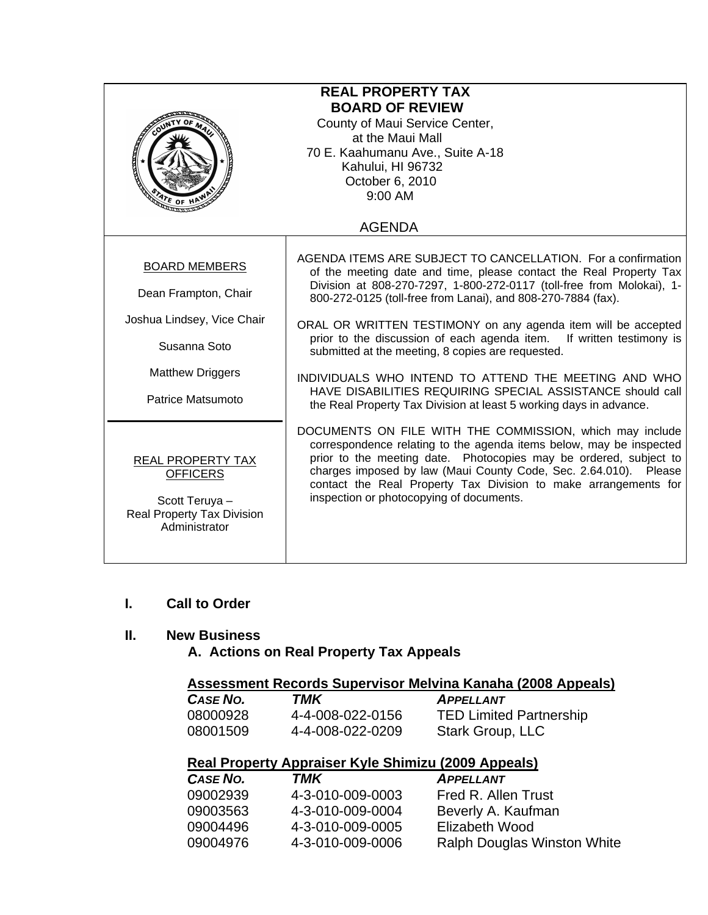# REAL PROPERTY TAX BOARD OF REVIEW

County of Maui Service Center,
at the Maui Mall
70 E. Kaahumanu Ave., Suite A-18
Kahului, HI 96732
October 6, 2010
9:00 AM

## AGENDA

**BOARD MEMBERS**

Dean Frampton, Chair

Joshua Lindsey, Vice Chair

Susanna Soto

Matthew Driggers

Patrice Matsumoto

**REAL PROPERTY TAX OFFICERS**

Scott Teruya –
Real Property Tax Division Administrator

AGENDA ITEMS ARE SUBJECT TO CANCELLATION. For a confirmation of the meeting date and time, please contact the Real Property Tax Division at 808-270-7297, 1-800-272-0117 (toll-free from Molokai), 1-800-272-0125 (toll-free from Lanai), and 808-270-7884 (fax).

ORAL OR WRITTEN TESTIMONY on any agenda item will be accepted prior to the discussion of each agenda item. If written testimony is submitted at the meeting, 8 copies are requested.

INDIVIDUALS WHO INTEND TO ATTEND THE MEETING AND WHO HAVE DISABILITIES REQUIRING SPECIAL ASSISTANCE should call the Real Property Tax Division at least 5 working days in advance.

DOCUMENTS ON FILE WITH THE COMMISSION, which may include correspondence relating to the agenda items below, may be inspected prior to the meeting date. Photocopies may be ordered, subject to charges imposed by law (Maui County Code, Sec. 2.64.010). Please contact the Real Property Tax Division to make arrangements for inspection or photocopying of documents.

## I. Call to Order

## II. New Business

### A. Actions on Real Property Tax Appeals

**Assessment Records Supervisor Melvina Kanaha (2008 Appeals)**

| *CASE NO.* | *TMK* | *APPELLANT* |
|---|---|---|
| 08000928 | 4-4-008-022-0156 | TED Limited Partnership |
| 08001509 | 4-4-008-022-0209 | Stark Group, LLC |

**Real Property Appraiser Kyle Shimizu (2009 Appeals)**

| *CASE NO.* | *TMK* | *APPELLANT* |
|---|---|---|
| 09002939 | 4-3-010-009-0003 | Fred R. Allen Trust |
| 09003563 | 4-3-010-009-0004 | Beverly A. Kaufman |
| 09004496 | 4-3-010-009-0005 | Elizabeth Wood |
| 09004976 | 4-3-010-009-0006 | Ralph Douglas Winston White |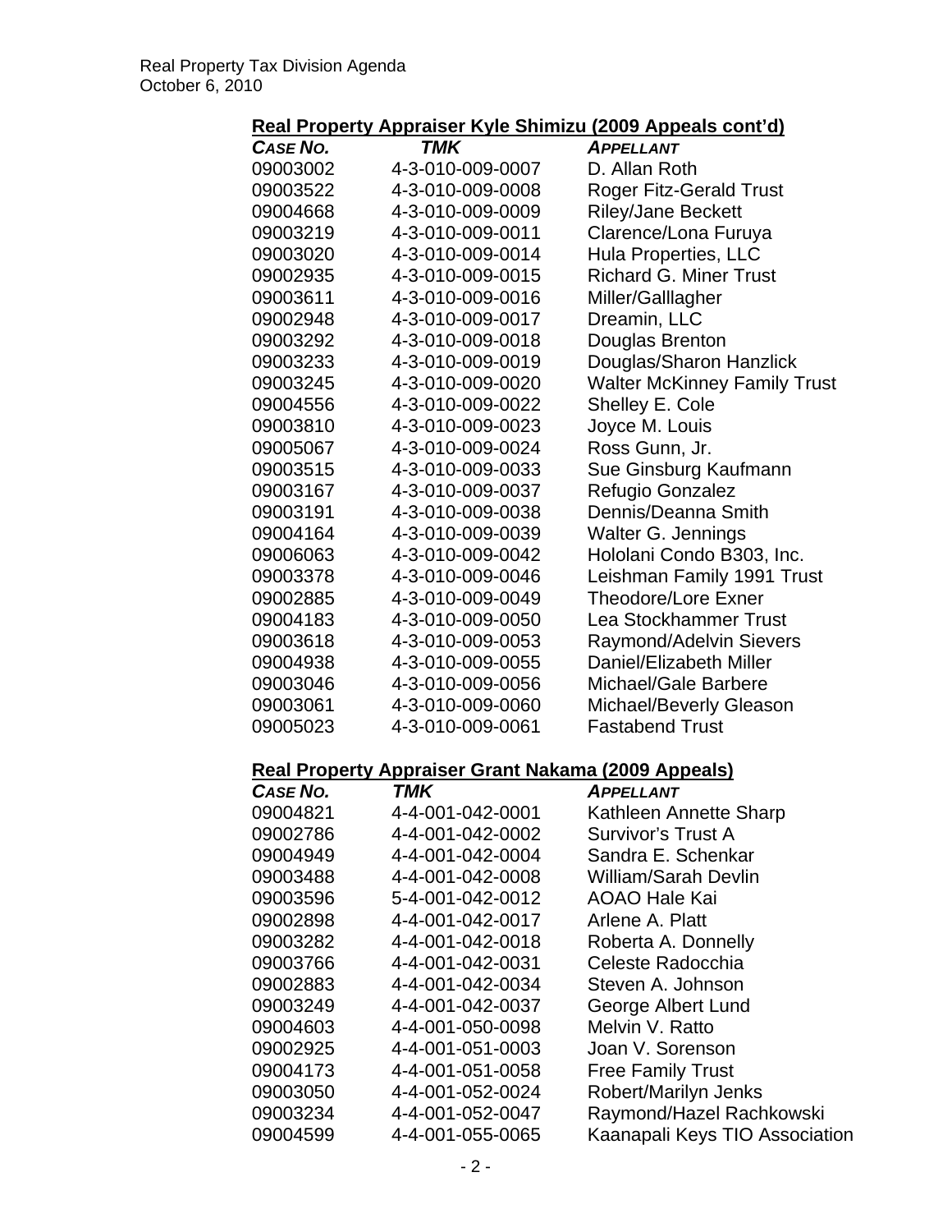## Real Property Appraiser Kyle Shimizu (2009 Appeals cont'd)

| CASE NO. | TMK | APPELLANT |
|---|---|---|
| 09003002 | 4-3-010-009-0007 | D. Allan Roth |
| 09003522 | 4-3-010-009-0008 | Roger Fitz-Gerald Trust |
| 09004668 | 4-3-010-009-0009 | Riley/Jane Beckett |
| 09003219 | 4-3-010-009-0011 | Clarence/Lona Furuya |
| 09003020 | 4-3-010-009-0014 | Hula Properties, LLC |
| 09002935 | 4-3-010-009-0015 | Richard G. Miner Trust |
| 09003611 | 4-3-010-009-0016 | Miller/Galllagher |
| 09002948 | 4-3-010-009-0017 | Dreamin, LLC |
| 09003292 | 4-3-010-009-0018 | Douglas Brenton |
| 09003233 | 4-3-010-009-0019 | Douglas/Sharon Hanzlick |
| 09003245 | 4-3-010-009-0020 | Walter McKinney Family Trust |
| 09004556 | 4-3-010-009-0022 | Shelley E. Cole |
| 09003810 | 4-3-010-009-0023 | Joyce M. Louis |
| 09005067 | 4-3-010-009-0024 | Ross Gunn, Jr. |
| 09003515 | 4-3-010-009-0033 | Sue Ginsburg Kaufmann |
| 09003167 | 4-3-010-009-0037 | Refugio Gonzalez |
| 09003191 | 4-3-010-009-0038 | Dennis/Deanna Smith |
| 09004164 | 4-3-010-009-0039 | Walter G. Jennings |
| 09006063 | 4-3-010-009-0042 | Hololani Condo B303, Inc. |
| 09003378 | 4-3-010-009-0046 | Leishman Family 1991 Trust |
| 09002885 | 4-3-010-009-0049 | Theodore/Lore Exner |
| 09004183 | 4-3-010-009-0050 | Lea Stockhammer Trust |
| 09003618 | 4-3-010-009-0053 | Raymond/Adelvin Sievers |
| 09004938 | 4-3-010-009-0055 | Daniel/Elizabeth Miller |
| 09003046 | 4-3-010-009-0056 | Michael/Gale Barbere |
| 09003061 | 4-3-010-009-0060 | Michael/Beverly Gleason |
| 09005023 | 4-3-010-009-0061 | Fastabend Trust |

## Real Property Appraiser Grant Nakama (2009 Appeals)

| CASE NO. | TMK | APPELLANT |
|---|---|---|
| 09004821 | 4-4-001-042-0001 | Kathleen Annette Sharp |
| 09002786 | 4-4-001-042-0002 | Survivor's Trust A |
| 09004949 | 4-4-001-042-0004 | Sandra E. Schenkar |
| 09003488 | 4-4-001-042-0008 | William/Sarah Devlin |
| 09003596 | 5-4-001-042-0012 | AOAO Hale Kai |
| 09002898 | 4-4-001-042-0017 | Arlene A. Platt |
| 09003282 | 4-4-001-042-0018 | Roberta A. Donnelly |
| 09003766 | 4-4-001-042-0031 | Celeste Radocchia |
| 09002883 | 4-4-001-042-0034 | Steven A. Johnson |
| 09003249 | 4-4-001-042-0037 | George Albert Lund |
| 09004603 | 4-4-001-050-0098 | Melvin V. Ratto |
| 09002925 | 4-4-001-051-0003 | Joan V. Sorenson |
| 09004173 | 4-4-001-051-0058 | Free Family Trust |
| 09003050 | 4-4-001-052-0024 | Robert/Marilyn Jenks |
| 09003234 | 4-4-001-052-0047 | Raymond/Hazel Rachkowski |
| 09004599 | 4-4-001-055-0065 | Kaanapali Keys TIO Association |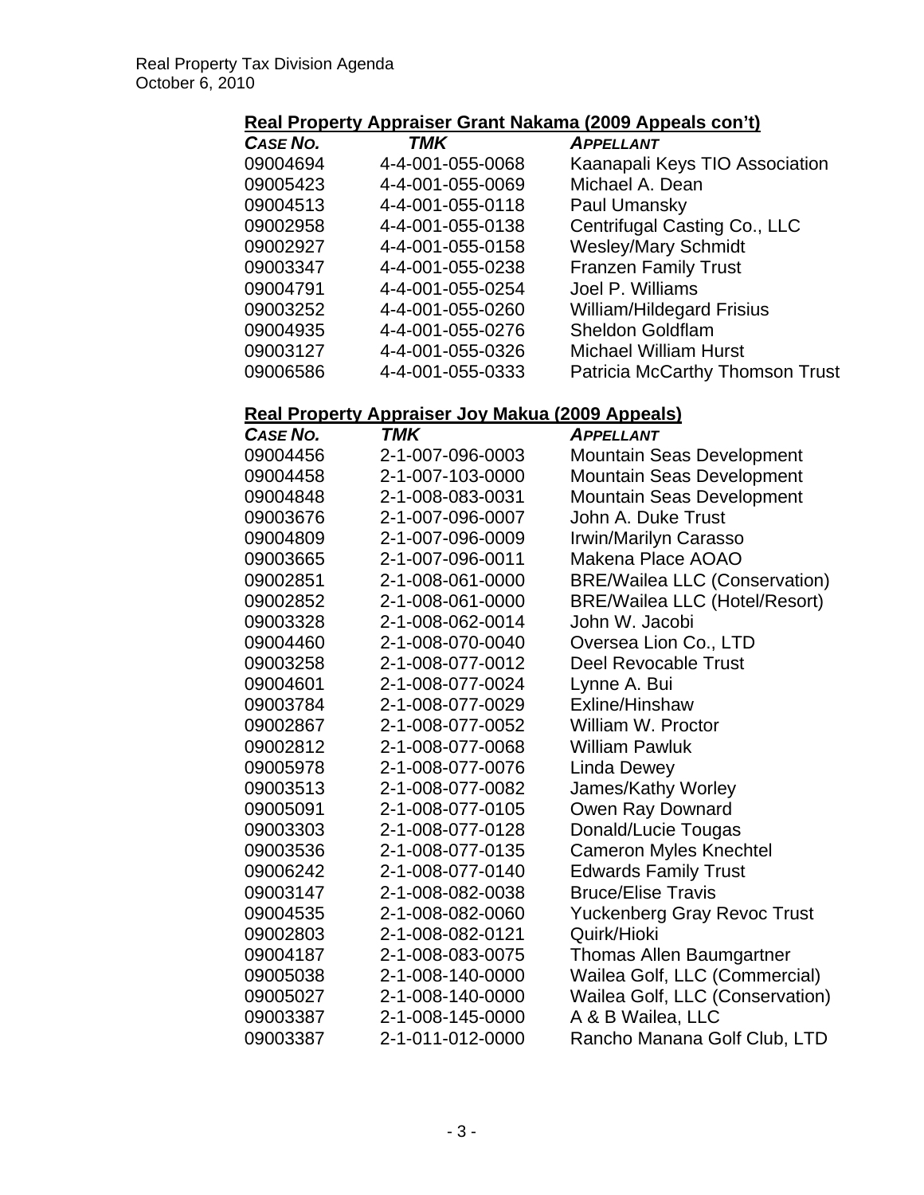**Real Property Appraiser Grant Nakama (2009 Appeals con't)**

| *CASE NO.* | *TMK* | *APPELLANT* |
|---|---|---|
| 09004694 | 4-4-001-055-0068 | Kaanapali Keys TIO Association |
| 09005423 | 4-4-001-055-0069 | Michael A. Dean |
| 09004513 | 4-4-001-055-0118 | Paul Umansky |
| 09002958 | 4-4-001-055-0138 | Centrifugal Casting Co., LLC |
| 09002927 | 4-4-001-055-0158 | Wesley/Mary Schmidt |
| 09003347 | 4-4-001-055-0238 | Franzen Family Trust |
| 09004791 | 4-4-001-055-0254 | Joel P. Williams |
| 09003252 | 4-4-001-055-0260 | William/Hildegard Frisius |
| 09004935 | 4-4-001-055-0276 | Sheldon Goldflam |
| 09003127 | 4-4-001-055-0326 | Michael William Hurst |
| 09006586 | 4-4-001-055-0333 | Patricia McCarthy Thomson Trust |

**Real Property Appraiser Joy Makua (2009 Appeals)**

| *CASE NO.* | *TMK* | *APPELLANT* |
|---|---|---|
| 09004456 | 2-1-007-096-0003 | Mountain Seas Development |
| 09004458 | 2-1-007-103-0000 | Mountain Seas Development |
| 09004848 | 2-1-008-083-0031 | Mountain Seas Development |
| 09003676 | 2-1-007-096-0007 | John A. Duke Trust |
| 09004809 | 2-1-007-096-0009 | Irwin/Marilyn Carasso |
| 09003665 | 2-1-007-096-0011 | Makena Place AOAO |
| 09002851 | 2-1-008-061-0000 | BRE/Wailea LLC (Conservation) |
| 09002852 | 2-1-008-061-0000 | BRE/Wailea LLC (Hotel/Resort) |
| 09003328 | 2-1-008-062-0014 | John W. Jacobi |
| 09004460 | 2-1-008-070-0040 | Oversea Lion Co., LTD |
| 09003258 | 2-1-008-077-0012 | Deel Revocable Trust |
| 09004601 | 2-1-008-077-0024 | Lynne A. Bui |
| 09003784 | 2-1-008-077-0029 | Exline/Hinshaw |
| 09002867 | 2-1-008-077-0052 | William W. Proctor |
| 09002812 | 2-1-008-077-0068 | William Pawluk |
| 09005978 | 2-1-008-077-0076 | Linda Dewey |
| 09003513 | 2-1-008-077-0082 | James/Kathy Worley |
| 09005091 | 2-1-008-077-0105 | Owen Ray Downard |
| 09003303 | 2-1-008-077-0128 | Donald/Lucie Tougas |
| 09003536 | 2-1-008-077-0135 | Cameron Myles Knechtel |
| 09006242 | 2-1-008-077-0140 | Edwards Family Trust |
| 09003147 | 2-1-008-082-0038 | Bruce/Elise Travis |
| 09004535 | 2-1-008-082-0060 | Yuckenberg Gray Revoc Trust |
| 09002803 | 2-1-008-082-0121 | Quirk/Hioki |
| 09004187 | 2-1-008-083-0075 | Thomas Allen Baumgartner |
| 09005038 | 2-1-008-140-0000 | Wailea Golf, LLC (Commercial) |
| 09005027 | 2-1-008-140-0000 | Wailea Golf, LLC (Conservation) |
| 09003387 | 2-1-008-145-0000 | A & B Wailea, LLC |
| 09003387 | 2-1-011-012-0000 | Rancho Manana Golf Club, LTD |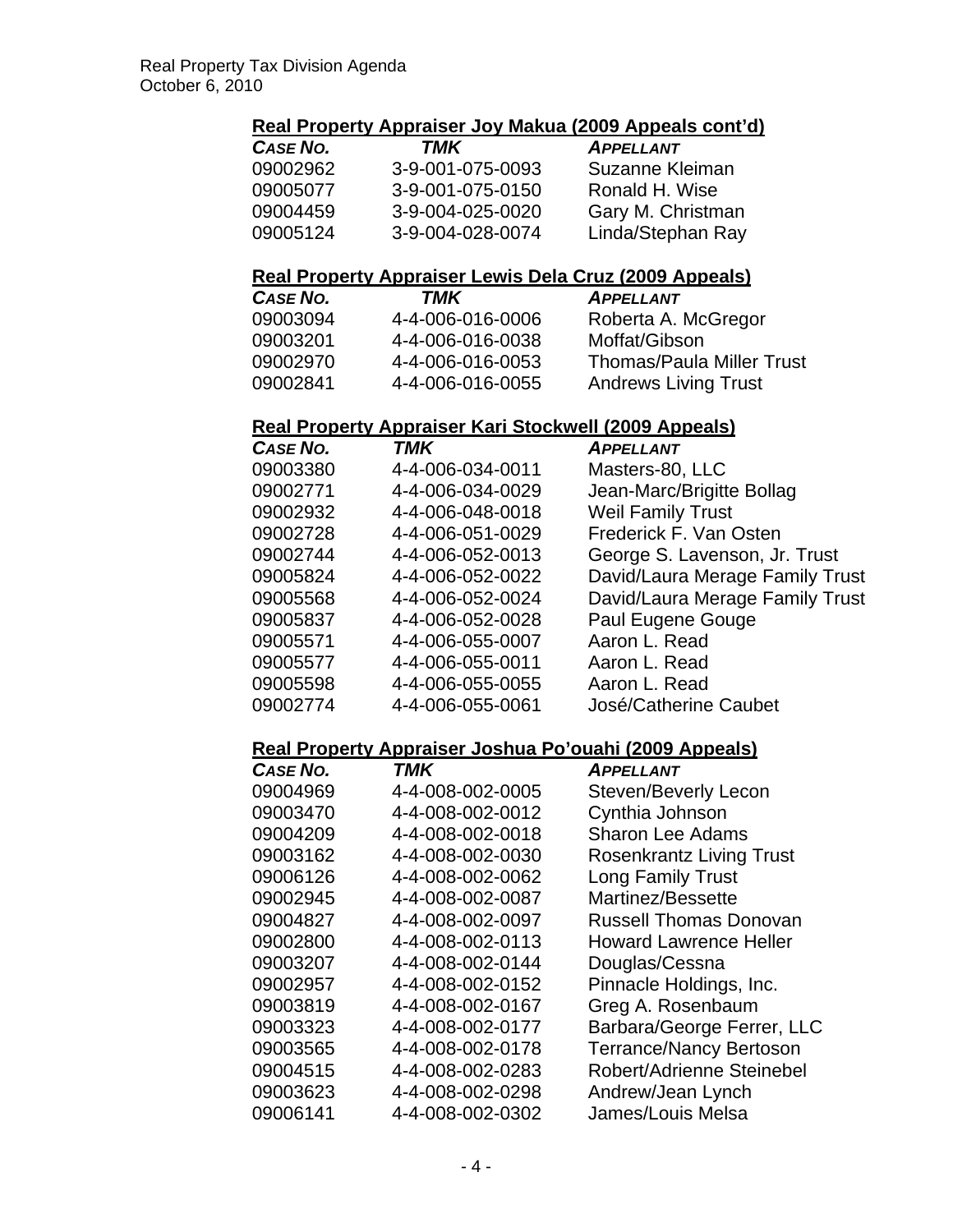### Real Property Appraiser Joy Makua (2009 Appeals cont'd)

| *CASE NO.* | *TMK* | *APPELLANT* |
|---|---|---|
| 09002962 | 3-9-001-075-0093 | Suzanne Kleiman |
| 09005077 | 3-9-001-075-0150 | Ronald H. Wise |
| 09004459 | 3-9-004-025-0020 | Gary M. Christman |
| 09005124 | 3-9-004-028-0074 | Linda/Stephan Ray |

### Real Property Appraiser Lewis Dela Cruz (2009 Appeals)

| *CASE NO.* | *TMK* | *APPELLANT* |
|---|---|---|
| 09003094 | 4-4-006-016-0006 | Roberta A. McGregor |
| 09003201 | 4-4-006-016-0038 | Moffat/Gibson |
| 09002970 | 4-4-006-016-0053 | Thomas/Paula Miller Trust |
| 09002841 | 4-4-006-016-0055 | Andrews Living Trust |

### Real Property Appraiser Kari Stockwell (2009 Appeals)

| *CASE NO.* | *TMK* | *APPELLANT* |
|---|---|---|
| 09003380 | 4-4-006-034-0011 | Masters-80, LLC |
| 09002771 | 4-4-006-034-0029 | Jean-Marc/Brigitte Bollag |
| 09002932 | 4-4-006-048-0018 | Weil Family Trust |
| 09002728 | 4-4-006-051-0029 | Frederick F. Van Osten |
| 09002744 | 4-4-006-052-0013 | George S. Lavenson, Jr. Trust |
| 09005824 | 4-4-006-052-0022 | David/Laura Merage Family Trust |
| 09005568 | 4-4-006-052-0024 | David/Laura Merage Family Trust |
| 09005837 | 4-4-006-052-0028 | Paul Eugene Gouge |
| 09005571 | 4-4-006-055-0007 | Aaron L. Read |
| 09005577 | 4-4-006-055-0011 | Aaron L. Read |
| 09005598 | 4-4-006-055-0055 | Aaron L. Read |
| 09002774 | 4-4-006-055-0061 | José/Catherine Caubet |

### Real Property Appraiser Joshua Po'ouahi (2009 Appeals)

| *CASE NO.* | *TMK* | *APPELLANT* |
|---|---|---|
| 09004969 | 4-4-008-002-0005 | Steven/Beverly Lecon |
| 09003470 | 4-4-008-002-0012 | Cynthia Johnson |
| 09004209 | 4-4-008-002-0018 | Sharon Lee Adams |
| 09003162 | 4-4-008-002-0030 | Rosenkrantz Living Trust |
| 09006126 | 4-4-008-002-0062 | Long Family Trust |
| 09002945 | 4-4-008-002-0087 | Martinez/Bessette |
| 09004827 | 4-4-008-002-0097 | Russell Thomas Donovan |
| 09002800 | 4-4-008-002-0113 | Howard Lawrence Heller |
| 09003207 | 4-4-008-002-0144 | Douglas/Cessna |
| 09002957 | 4-4-008-002-0152 | Pinnacle Holdings, Inc. |
| 09003819 | 4-4-008-002-0167 | Greg A. Rosenbaum |
| 09003323 | 4-4-008-002-0177 | Barbara/George Ferrer, LLC |
| 09003565 | 4-4-008-002-0178 | Terrance/Nancy Bertoson |
| 09004515 | 4-4-008-002-0283 | Robert/Adrienne Steinebel |
| 09003623 | 4-4-008-002-0298 | Andrew/Jean Lynch |
| 09006141 | 4-4-008-002-0302 | James/Louis Melsa |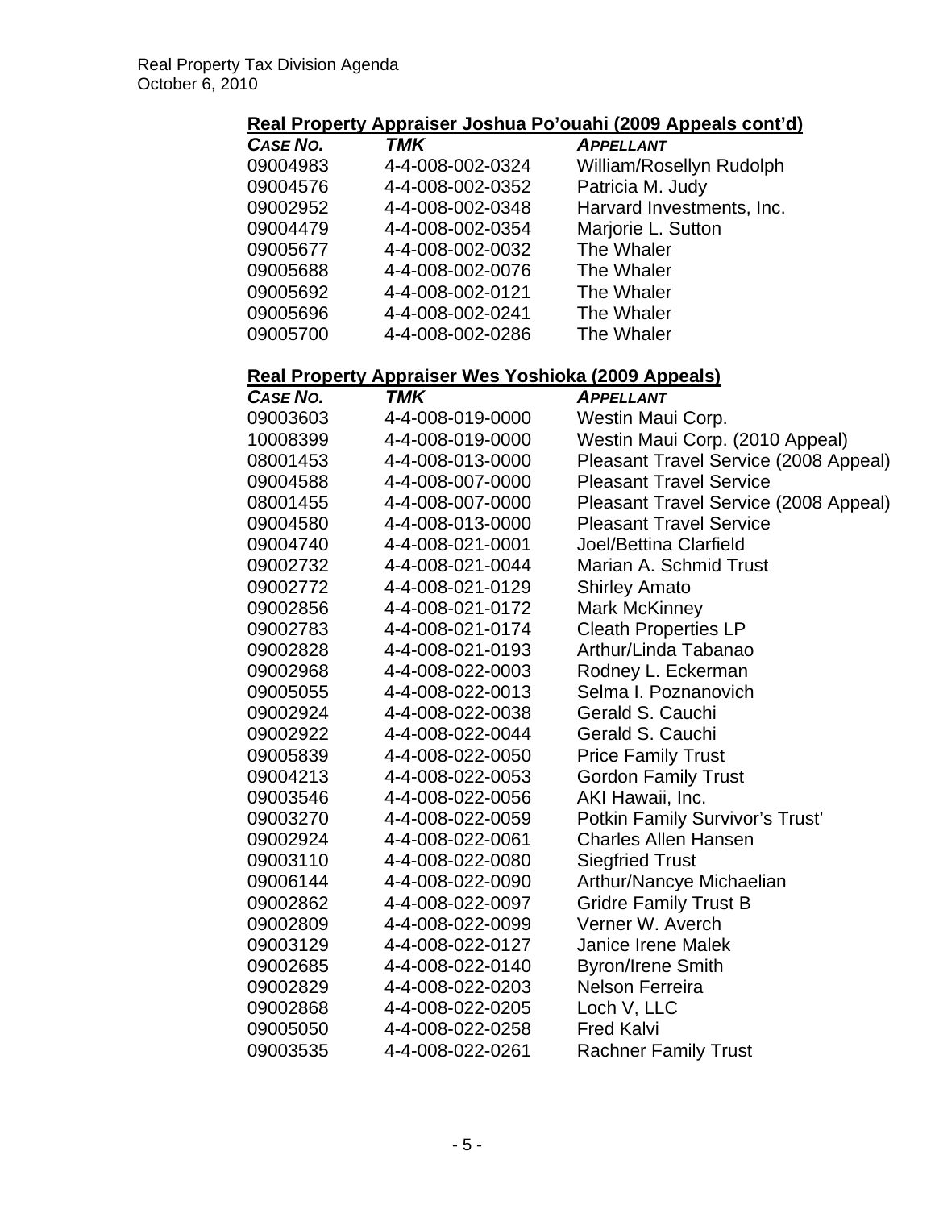**Real Property Appraiser Joshua Po'ouahi (2009 Appeals cont'd)**

| *CASE NO.* | *TMK* | *APPELLANT* |
|---|---|---|
| 09004983 | 4-4-008-002-0324 | William/Rosellyn Rudolph |
| 09004576 | 4-4-008-002-0352 | Patricia M. Judy |
| 09002952 | 4-4-008-002-0348 | Harvard Investments, Inc. |
| 09004479 | 4-4-008-002-0354 | Marjorie L. Sutton |
| 09005677 | 4-4-008-002-0032 | The Whaler |
| 09005688 | 4-4-008-002-0076 | The Whaler |
| 09005692 | 4-4-008-002-0121 | The Whaler |
| 09005696 | 4-4-008-002-0241 | The Whaler |
| 09005700 | 4-4-008-002-0286 | The Whaler |

**Real Property Appraiser Wes Yoshioka (2009 Appeals)**

| *CASE NO.* | *TMK* | *APPELLANT* |
|---|---|---|
| 09003603 | 4-4-008-019-0000 | Westin Maui Corp. |
| 10008399 | 4-4-008-019-0000 | Westin Maui Corp. (2010 Appeal) |
| 08001453 | 4-4-008-013-0000 | Pleasant Travel Service (2008 Appeal) |
| 09004588 | 4-4-008-007-0000 | Pleasant Travel Service |
| 08001455 | 4-4-008-007-0000 | Pleasant Travel Service (2008 Appeal) |
| 09004580 | 4-4-008-013-0000 | Pleasant Travel Service |
| 09004740 | 4-4-008-021-0001 | Joel/Bettina Clarfield |
| 09002732 | 4-4-008-021-0044 | Marian A. Schmid Trust |
| 09002772 | 4-4-008-021-0129 | Shirley Amato |
| 09002856 | 4-4-008-021-0172 | Mark McKinney |
| 09002783 | 4-4-008-021-0174 | Cleath Properties LP |
| 09002828 | 4-4-008-021-0193 | Arthur/Linda Tabanao |
| 09002968 | 4-4-008-022-0003 | Rodney L. Eckerman |
| 09005055 | 4-4-008-022-0013 | Selma I. Poznanovich |
| 09002924 | 4-4-008-022-0038 | Gerald S. Cauchi |
| 09002922 | 4-4-008-022-0044 | Gerald S. Cauchi |
| 09005839 | 4-4-008-022-0050 | Price Family Trust |
| 09004213 | 4-4-008-022-0053 | Gordon Family Trust |
| 09003546 | 4-4-008-022-0056 | AKI Hawaii, Inc. |
| 09003270 | 4-4-008-022-0059 | Potkin Family Survivor's Trust' |
| 09002924 | 4-4-008-022-0061 | Charles Allen Hansen |
| 09003110 | 4-4-008-022-0080 | Siegfried Trust |
| 09006144 | 4-4-008-022-0090 | Arthur/Nancye Michaelian |
| 09002862 | 4-4-008-022-0097 | Gridre Family Trust B |
| 09002809 | 4-4-008-022-0099 | Verner W. Averch |
| 09003129 | 4-4-008-022-0127 | Janice Irene Malek |
| 09002685 | 4-4-008-022-0140 | Byron/Irene Smith |
| 09002829 | 4-4-008-022-0203 | Nelson Ferreira |
| 09002868 | 4-4-008-022-0205 | Loch V, LLC |
| 09005050 | 4-4-008-022-0258 | Fred Kalvi |
| 09003535 | 4-4-008-022-0261 | Rachner Family Trust |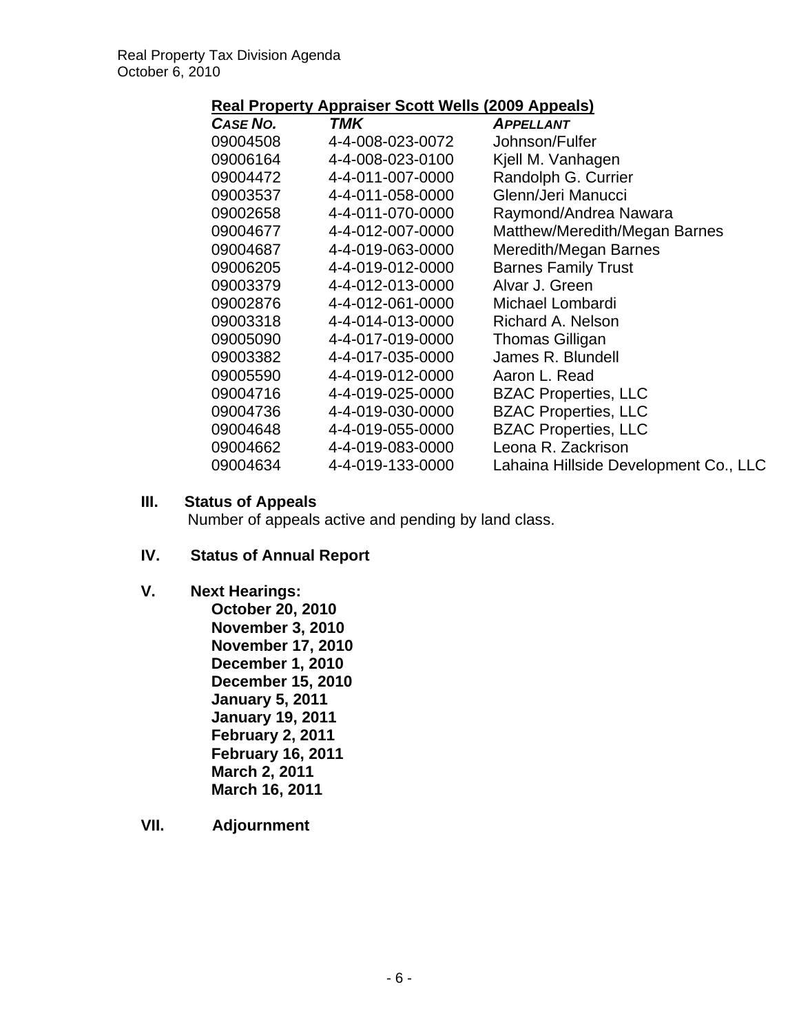**Real Property Appraiser Scott Wells (2009 Appeals)**

| *CASE NO.* | *TMK* | *APPELLANT* |
|---|---|---|
| 09004508 | 4-4-008-023-0072 | Johnson/Fulfer |
| 09006164 | 4-4-008-023-0100 | Kjell M. Vanhagen |
| 09004472 | 4-4-011-007-0000 | Randolph G. Currier |
| 09003537 | 4-4-011-058-0000 | Glenn/Jeri Manucci |
| 09002658 | 4-4-011-070-0000 | Raymond/Andrea Nawara |
| 09004677 | 4-4-012-007-0000 | Matthew/Meredith/Megan Barnes |
| 09004687 | 4-4-019-063-0000 | Meredith/Megan Barnes |
| 09006205 | 4-4-019-012-0000 | Barnes Family Trust |
| 09003379 | 4-4-012-013-0000 | Alvar J. Green |
| 09002876 | 4-4-012-061-0000 | Michael Lombardi |
| 09003318 | 4-4-014-013-0000 | Richard A. Nelson |
| 09005090 | 4-4-017-019-0000 | Thomas Gilligan |
| 09003382 | 4-4-017-035-0000 | James R. Blundell |
| 09005590 | 4-4-019-012-0000 | Aaron L. Read |
| 09004716 | 4-4-019-025-0000 | BZAC Properties, LLC |
| 09004736 | 4-4-019-030-0000 | BZAC Properties, LLC |
| 09004648 | 4-4-019-055-0000 | BZAC Properties, LLC |
| 09004662 | 4-4-019-083-0000 | Leona R. Zackrison |
| 09004634 | 4-4-019-133-0000 | Lahaina Hillside Development Co., LLC |

**III. Status of Appeals**

Number of appeals active and pending by land class.

**IV. Status of Annual Report**

**V. Next Hearings:**

**October 20, 2010**
**November 3, 2010**
**November 17, 2010**
**December 1, 2010**
**December 15, 2010**
**January 5, 2011**
**January 19, 2011**
**February 2, 2011**
**February 16, 2011**
**March 2, 2011**
**March 16, 2011**

**VII. Adjournment**